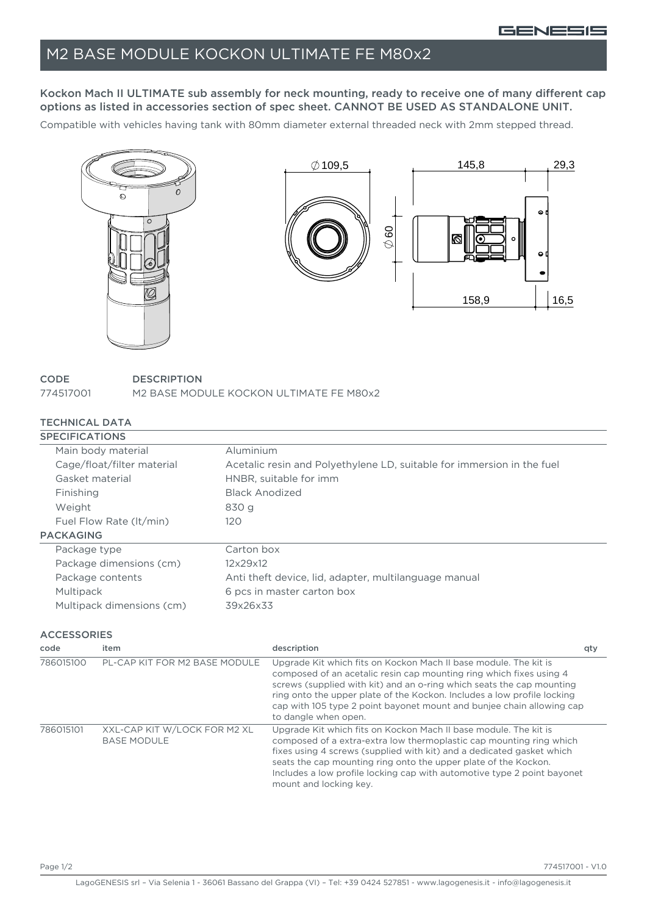# M2 BASE MODULE KOCKON ULTIMATE FE M80x2

**Kockon Mach II ULTIMATE sub assembly for neck mounting, ready to receive one of many different cap options as listed in accessories section of spec sheet. CANNOT BE USED AS STANDALONE UNIT.**

Compatible with vehicles having tank with 80mm diameter external threaded neck with 2mm stepped thread.

| CODE | DESCRIPTION |
|---|---|
| 774517001 | M2 BASE MODULE KOCKON ULTIMATE FE M80x2 |

## TECHNICAL DATA

### SPECIFICATIONS

| | |
|---|---|
| Main body material | Aluminium |
| Cage/float/filter material | Acetalic resin and Polyethylene LD, suitable for immersion in the fuel |
| Gasket material | HNBR, suitable for imm |
| Finishing | Black Anodized |
| Weight | 830 g |
| Fuel Flow Rate (lt/min) | 120 |

### PACKAGING

| | |
|---|---|
| Package type | Carton box |
| Package dimensions (cm) | 12x29x12 |
| Package contents | Anti theft device, lid, adapter, multilanguage manual |
| Multipack | 6 pcs in master carton box |
| Multipack dimensions (cm) | 39x26x33 |

## ACCESSORIES

| code | item | description | qty |
|---|---|---|---|
| 786015100 | PL-CAP KIT FOR M2 BASE MODULE | Upgrade Kit which fits on Kockon Mach II base module. The kit is composed of an acetalic resin cap mounting ring which fixes using 4 screws (supplied with kit) and an o-ring which seats the cap mounting ring onto the upper plate of the Kockon. Includes a low profile locking cap with 105 type 2 point bayonet mount and bunjee chain allowing cap to dangle when open. | |
| 786015101 | XXL-CAP KIT W/LOCK FOR M2 XL BASE MODULE | Upgrade Kit which fits on Kockon Mach II base module. The kit is composed of a extra-extra low thermoplastic cap mounting ring which fixes using 4 screws (supplied with kit) and a dedicated gasket which seats the cap mounting ring onto the upper plate of the Kockon. Includes a low profile locking cap with automotive type 2 point bayonet mount and locking key. | |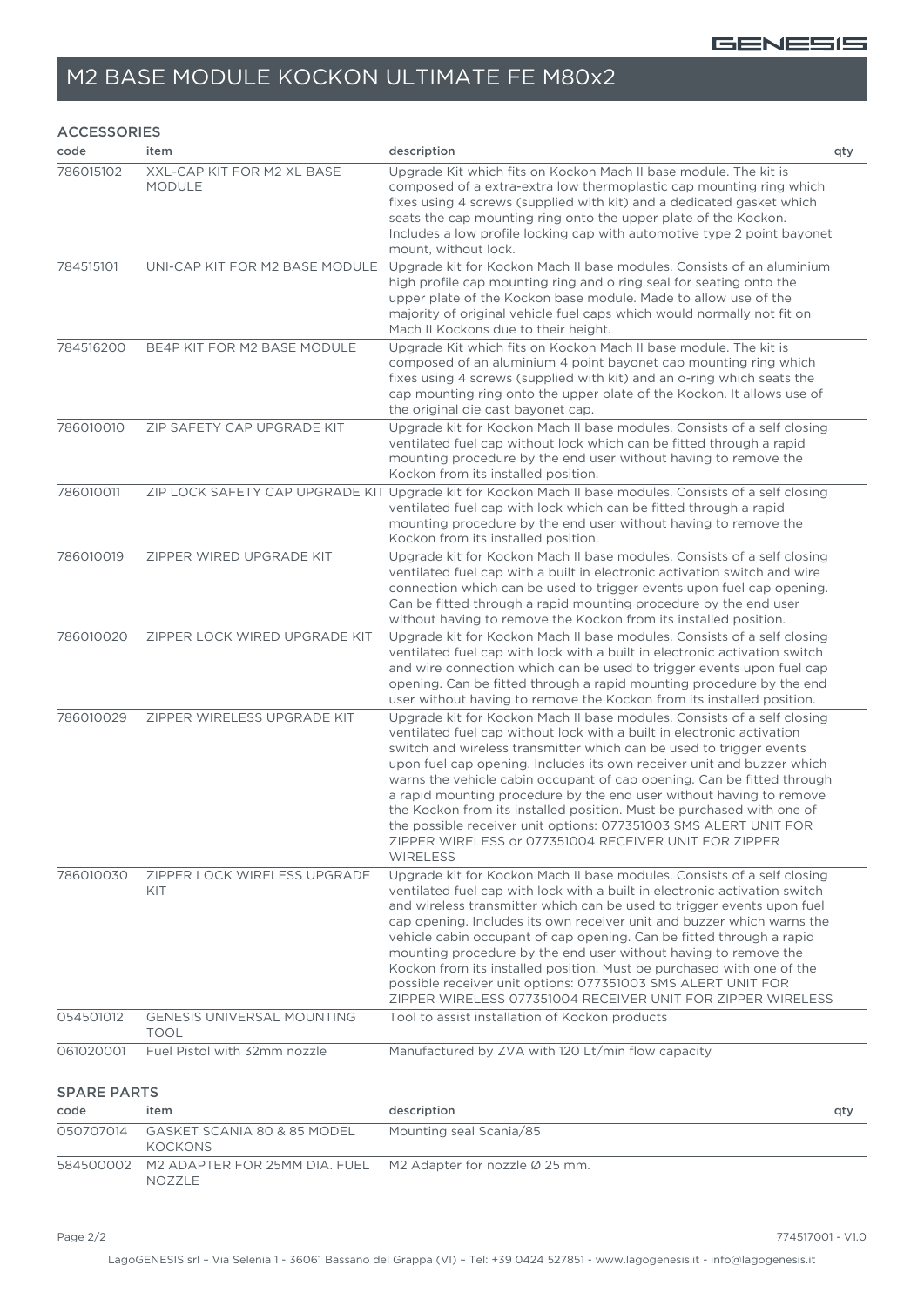# M2 BASE MODULE KOCKON ULTIMATE FE M80x2

## ACCESSORIES

| code | item | description | qty |
|---|---|---|---|
| 786015102 | XXL-CAP KIT FOR M2 XL BASE MODULE | Upgrade Kit which fits on Kockon Mach II base module. The kit is composed of a extra-extra low thermoplastic cap mounting ring which fixes using 4 screws (supplied with kit) and a dedicated gasket which seats the cap mounting ring onto the upper plate of the Kockon. Includes a low profile locking cap with automotive type 2 point bayonet mount, without lock. | |
| 784515101 | UNI-CAP KIT FOR M2 BASE MODULE | Upgrade kit for Kockon Mach II base modules. Consists of an aluminium high profile cap mounting ring and o ring seal for seating onto the upper plate of the Kockon base module. Made to allow use of the majority of original vehicle fuel caps which would normally not fit on Mach II Kockons due to their height. | |
| 784516200 | BE4P KIT FOR M2 BASE MODULE | Upgrade Kit which fits on Kockon Mach II base module. The kit is composed of an aluminium 4 point bayonet cap mounting ring which fixes using 4 screws (supplied with kit) and an o-ring which seats the cap mounting ring onto the upper plate of the Kockon. It allows use of the original die cast bayonet cap. | |
| 786010010 | ZIP SAFETY CAP UPGRADE KIT | Upgrade kit for Kockon Mach II base modules. Consists of a self closing ventilated fuel cap without lock which can be fitted through a rapid mounting procedure by the end user without having to remove the Kockon from its installed position. | |
| 786010011 | ZIP LOCK SAFETY CAP UPGRADE KIT | Upgrade kit for Kockon Mach II base modules. Consists of a self closing ventilated fuel cap with lock which can be fitted through a rapid mounting procedure by the end user without having to remove the Kockon from its installed position. | |
| 786010019 | ZIPPER WIRED UPGRADE KIT | Upgrade kit for Kockon Mach II base modules. Consists of a self closing ventilated fuel cap with a built in electronic activation switch and wire connection which can be used to trigger events upon fuel cap opening. Can be fitted through a rapid mounting procedure by the end user without having to remove the Kockon from its installed position. | |
| 786010020 | ZIPPER LOCK WIRED UPGRADE KIT | Upgrade kit for Kockon Mach II base modules. Consists of a self closing ventilated fuel cap with lock with a built in electronic activation switch and wire connection which can be used to trigger events upon fuel cap opening. Can be fitted through a rapid mounting procedure by the end user without having to remove the Kockon from its installed position. | |
| 786010029 | ZIPPER WIRELESS UPGRADE KIT | Upgrade kit for Kockon Mach II base modules. Consists of a self closing ventilated fuel cap without lock with a built in electronic activation switch and wireless transmitter which can be used to trigger events upon fuel cap opening. Includes its own receiver unit and buzzer which warns the vehicle cabin occupant of cap opening. Can be fitted through a rapid mounting procedure by the end user without having to remove the Kockon from its installed position. Must be purchased with one of the possible receiver unit options: 077351003 SMS ALERT UNIT FOR ZIPPER WIRELESS or 077351004 RECEIVER UNIT FOR ZIPPER WIRELESS | |
| 786010030 | ZIPPER LOCK WIRELESS UPGRADE KIT | Upgrade kit for Kockon Mach II base modules. Consists of a self closing ventilated fuel cap with lock with a built in electronic activation switch and wireless transmitter which can be used to trigger events upon fuel cap opening. Includes its own receiver unit and buzzer which warns the vehicle cabin occupant of cap opening. Can be fitted through a rapid mounting procedure by the end user without having to remove the Kockon from its installed position. Must be purchased with one of the possible receiver unit options: 077351003 SMS ALERT UNIT FOR ZIPPER WIRELESS 077351004 RECEIVER UNIT FOR ZIPPER WIRELESS | |
| 054501012 | GENESIS UNIVERSAL MOUNTING TOOL | Tool to assist installation of Kockon products | |
| 061020001 | Fuel Pistol with 32mm nozzle | Manufactured by ZVA with 120 Lt/min flow capacity | |

## SPARE PARTS

| code | item | description | qty |
|---|---|---|---|
| 050707014 | GASKET SCANIA 80 & 85 MODEL KOCKONS | Mounting seal Scania/85 | |
| 584500002 | M2 ADAPTER FOR 25MM DIA. FUEL NOZZLE | M2 Adapter for nozzle Ø 25 mm. | |

774517001 - V1.0

LagoGENESIS srl – Via Selenia 1 - 36061 Bassano del Grappa (VI) – Tel: +39 0424 527851 - www.lagogenesis.it - info@lagogenesis.it